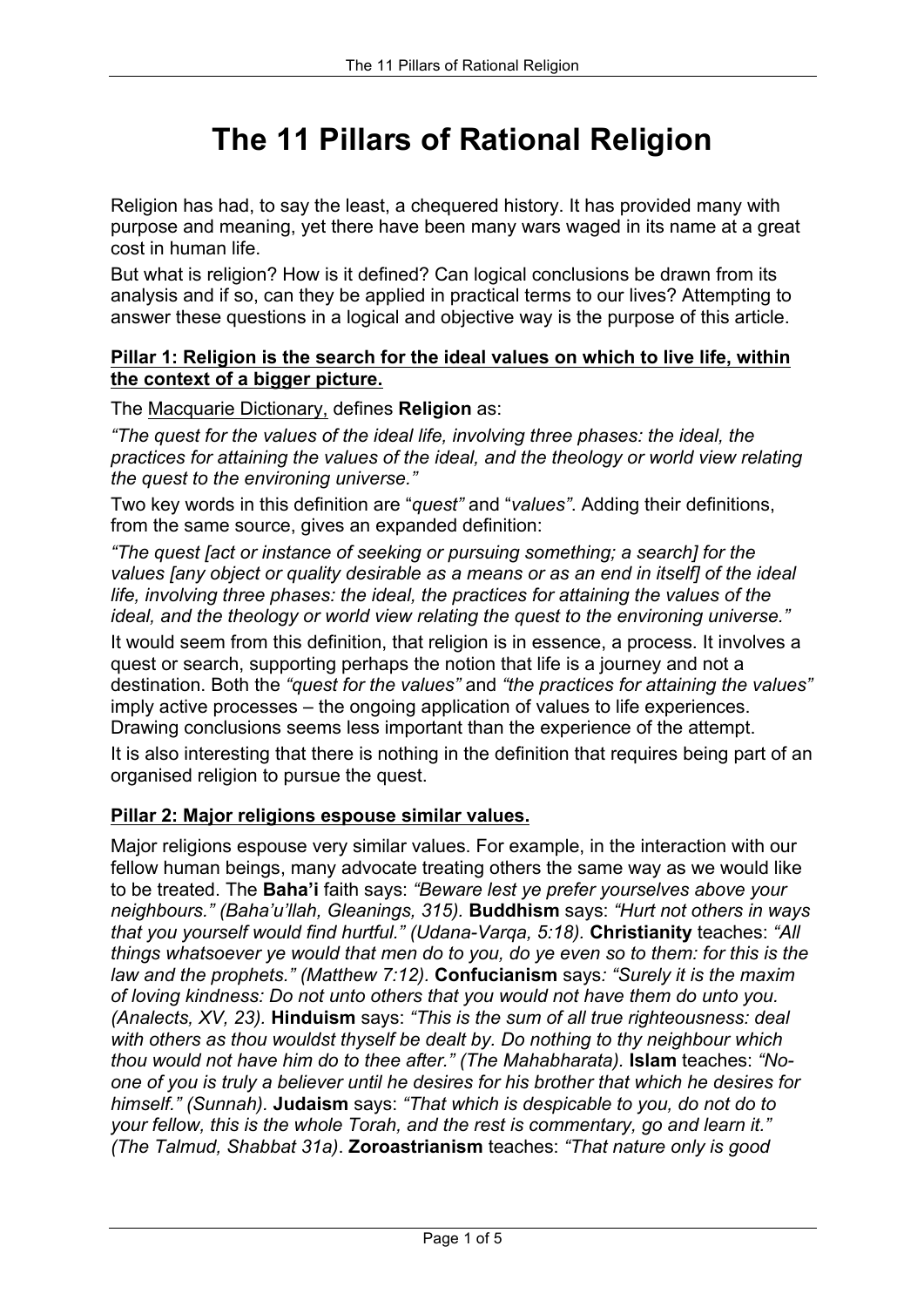# The 11 Pillars of Rational Religion

Religion has had, to say the least, a chequered history. It has provided many with purpose and meaning, yet there have been many wars waged in its name at a great cost in human life.

But what is religion? How is it defined? Can logical conclusions be drawn from its analysis and if so, can they be applied in practical terms to our lives? Attempting to answer these questions in a logical and objective way is the purpose of this article.

## Pillar 1: Religion is the search for the ideal values on which to live life, within the context of a bigger picture.

The Macquarie Dictionary, defines **Religion** as:

*"The quest for the values of the ideal life, involving three phases: the ideal, the practices for attaining the values of the ideal, and the theology or world view relating the quest to the environing universe."*

Two key words in this definition are "*quest"* and "*values"*. Adding their definitions, from the same source, gives an expanded definition:

*"The quest [act or instance of seeking or pursuing something; a search] for the values [any object or quality desirable as a means or as an end in itself] of the ideal life, involving three phases: the ideal, the practices for attaining the values of the ideal, and the theology or world view relating the quest to the environing universe."*

It would seem from this definition, that religion is in essence, a process. It involves a quest or search, supporting perhaps the notion that life is a journey and not a destination. Both the *"quest for the values"* and *"the practices for attaining the values"* imply active processes – the ongoing application of values to life experiences. Drawing conclusions seems less important than the experience of the attempt.

It is also interesting that there is nothing in the definition that requires being part of an organised religion to pursue the quest.

## Pillar 2: Major religions espouse similar values.

Major religions espouse very similar values. For example, in the interaction with our fellow human beings, many advocate treating others the same way as we would like to be treated. The **Baha'i** faith says: *"Beware lest ye prefer yourselves above your neighbours." (Baha'u'llah, Gleanings, 315).* **Buddhism** says: *"Hurt not others in ways that you yourself would find hurtful." (Udana-Varqa, 5:18).* **Christianity** teaches: *"All things whatsoever ye would that men do to you, do ye even so to them: for this is the law and the prophets." (Matthew 7:12).* **Confucianism** says*: "Surely it is the maxim of loving kindness: Do not unto others that you would not have them do unto you. (Analects, XV, 23).* **Hinduism** says: *"This is the sum of all true righteousness: deal with others as thou wouldst thyself be dealt by. Do nothing to thy neighbour which thou would not have him do to thee after." (The Mahabharata).* **Islam** teaches: *"No-one of you is truly a believer until he desires for his brother that which he desires for himself." (Sunnah).* **Judaism** says: *"That which is despicable to you, do not do to your fellow, this is the whole Torah, and the rest is commentary, go and learn it." (The Talmud, Shabbat 31a)*. **Zoroastrianism** teaches: *"That nature only is good*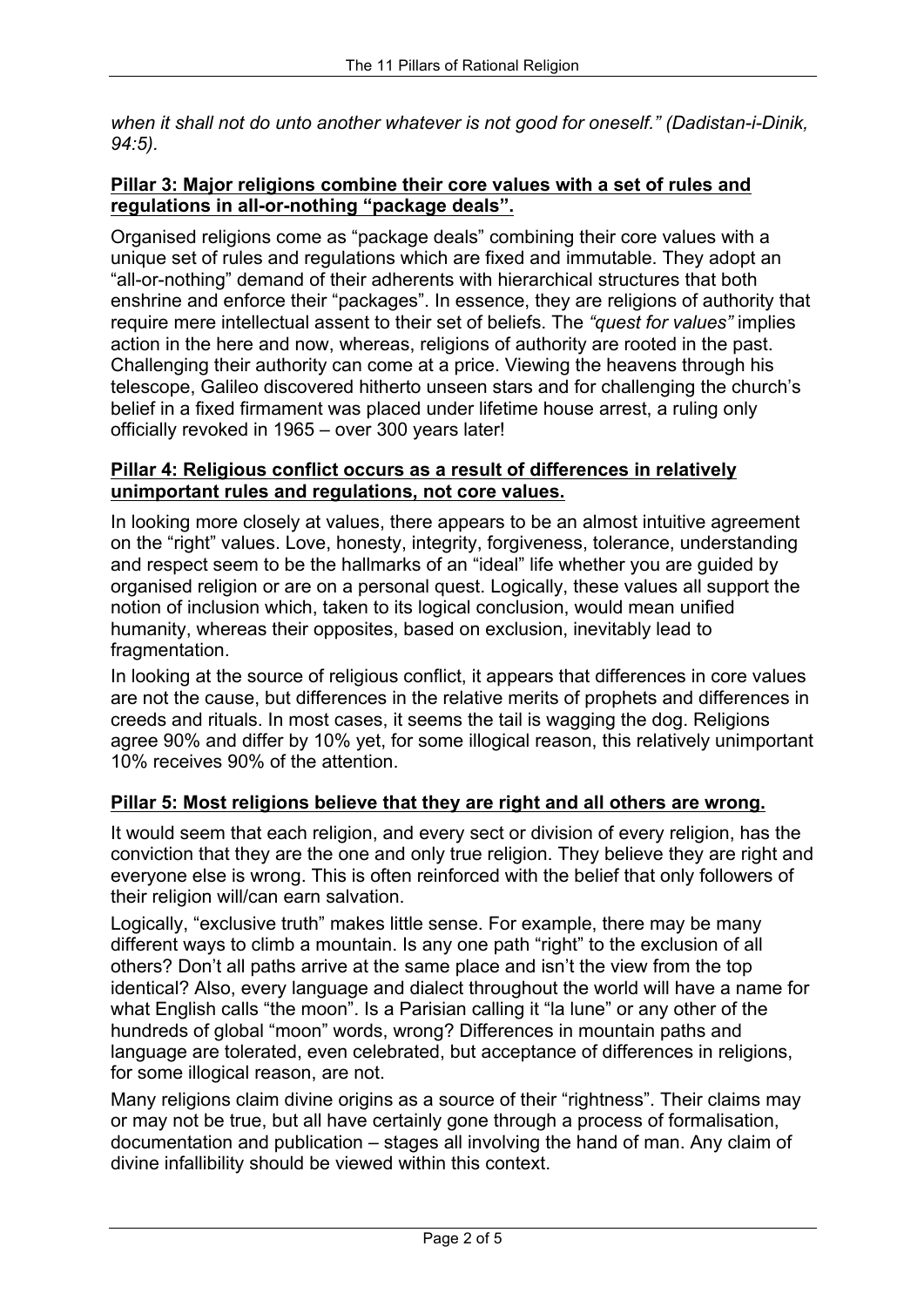*when it shall not do unto another whatever is not good for oneself." (Dadistan-i-Dinik, 94:5).*

**Pillar 3: Major religions combine their core values with a set of rules and regulations in all-or-nothing "package deals".**

Organised religions come as "package deals" combining their core values with a unique set of rules and regulations which are fixed and immutable. They adopt an "all-or-nothing" demand of their adherents with hierarchical structures that both enshrine and enforce their "packages". In essence, they are religions of authority that require mere intellectual assent to their set of beliefs. The *"quest for values"* implies action in the here and now, whereas, religions of authority are rooted in the past. Challenging their authority can come at a price. Viewing the heavens through his telescope, Galileo discovered hitherto unseen stars and for challenging the church's belief in a fixed firmament was placed under lifetime house arrest, a ruling only officially revoked in 1965 – over 300 years later!

**Pillar 4: Religious conflict occurs as a result of differences in relatively unimportant rules and regulations, not core values.**

In looking more closely at values, there appears to be an almost intuitive agreement on the "right" values. Love, honesty, integrity, forgiveness, tolerance, understanding and respect seem to be the hallmarks of an "ideal" life whether you are guided by organised religion or are on a personal quest. Logically, these values all support the notion of inclusion which, taken to its logical conclusion, would mean unified humanity, whereas their opposites, based on exclusion, inevitably lead to fragmentation.

In looking at the source of religious conflict, it appears that differences in core values are not the cause, but differences in the relative merits of prophets and differences in creeds and rituals. In most cases, it seems the tail is wagging the dog. Religions agree 90% and differ by 10% yet, for some illogical reason, this relatively unimportant 10% receives 90% of the attention.

**Pillar 5: Most religions believe that they are right and all others are wrong.**

It would seem that each religion, and every sect or division of every religion, has the conviction that they are the one and only true religion. They believe they are right and everyone else is wrong. This is often reinforced with the belief that only followers of their religion will/can earn salvation.

Logically, "exclusive truth" makes little sense. For example, there may be many different ways to climb a mountain. Is any one path "right" to the exclusion of all others? Don't all paths arrive at the same place and isn't the view from the top identical? Also, every language and dialect throughout the world will have a name for what English calls "the moon". Is a Parisian calling it "la lune" or any other of the hundreds of global "moon" words, wrong? Differences in mountain paths and language are tolerated, even celebrated, but acceptance of differences in religions, for some illogical reason, are not.

Many religions claim divine origins as a source of their "rightness". Their claims may or may not be true, but all have certainly gone through a process of formalisation, documentation and publication – stages all involving the hand of man. Any claim of divine infallibility should be viewed within this context.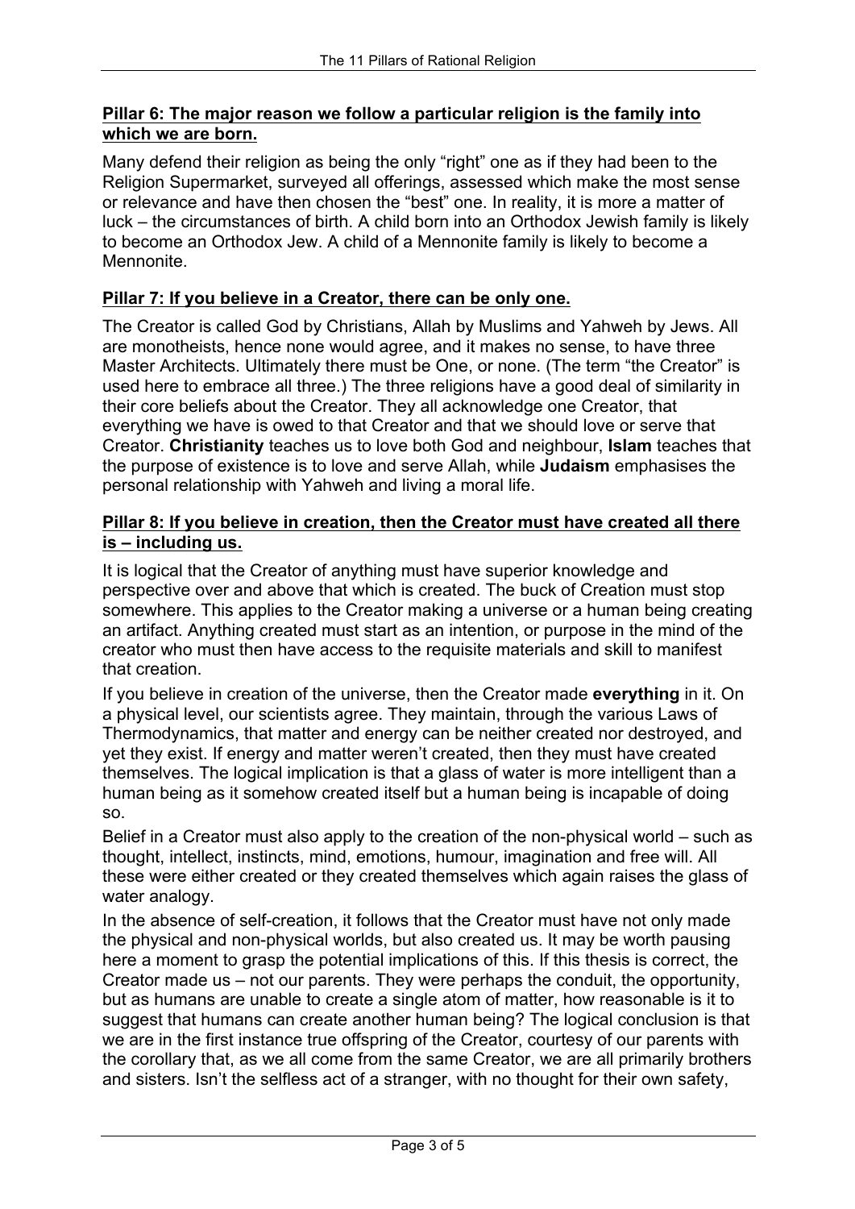**Pillar 6: The major reason we follow a particular religion is the family into which we are born.**

Many defend their religion as being the only "right" one as if they had been to the Religion Supermarket, surveyed all offerings, assessed which make the most sense or relevance and have then chosen the "best" one. In reality, it is more a matter of luck – the circumstances of birth. A child born into an Orthodox Jewish family is likely to become an Orthodox Jew. A child of a Mennonite family is likely to become a Mennonite.

**Pillar 7: If you believe in a Creator, there can be only one.**

The Creator is called God by Christians, Allah by Muslims and Yahweh by Jews. All are monotheists, hence none would agree, and it makes no sense, to have three Master Architects. Ultimately there must be One, or none. (The term "the Creator" is used here to embrace all three.) The three religions have a good deal of similarity in their core beliefs about the Creator. They all acknowledge one Creator, that everything we have is owed to that Creator and that we should love or serve that Creator. **Christianity** teaches us to love both God and neighbour, **Islam** teaches that the purpose of existence is to love and serve Allah, while **Judaism** emphasises the personal relationship with Yahweh and living a moral life.

**Pillar 8: If you believe in creation, then the Creator must have created all there is – including us.**

It is logical that the Creator of anything must have superior knowledge and perspective over and above that which is created. The buck of Creation must stop somewhere. This applies to the Creator making a universe or a human being creating an artifact. Anything created must start as an intention, or purpose in the mind of the creator who must then have access to the requisite materials and skill to manifest that creation.

If you believe in creation of the universe, then the Creator made **everything** in it. On a physical level, our scientists agree. They maintain, through the various Laws of Thermodynamics, that matter and energy can be neither created nor destroyed, and yet they exist. If energy and matter weren't created, then they must have created themselves. The logical implication is that a glass of water is more intelligent than a human being as it somehow created itself but a human being is incapable of doing so.

Belief in a Creator must also apply to the creation of the non-physical world – such as thought, intellect, instincts, mind, emotions, humour, imagination and free will. All these were either created or they created themselves which again raises the glass of water analogy.

In the absence of self-creation, it follows that the Creator must have not only made the physical and non-physical worlds, but also created us. It may be worth pausing here a moment to grasp the potential implications of this. If this thesis is correct, the Creator made us – not our parents. They were perhaps the conduit, the opportunity, but as humans are unable to create a single atom of matter, how reasonable is it to suggest that humans can create another human being? The logical conclusion is that we are in the first instance true offspring of the Creator, courtesy of our parents with the corollary that, as we all come from the same Creator, we are all primarily brothers and sisters. Isn't the selfless act of a stranger, with no thought for their own safety,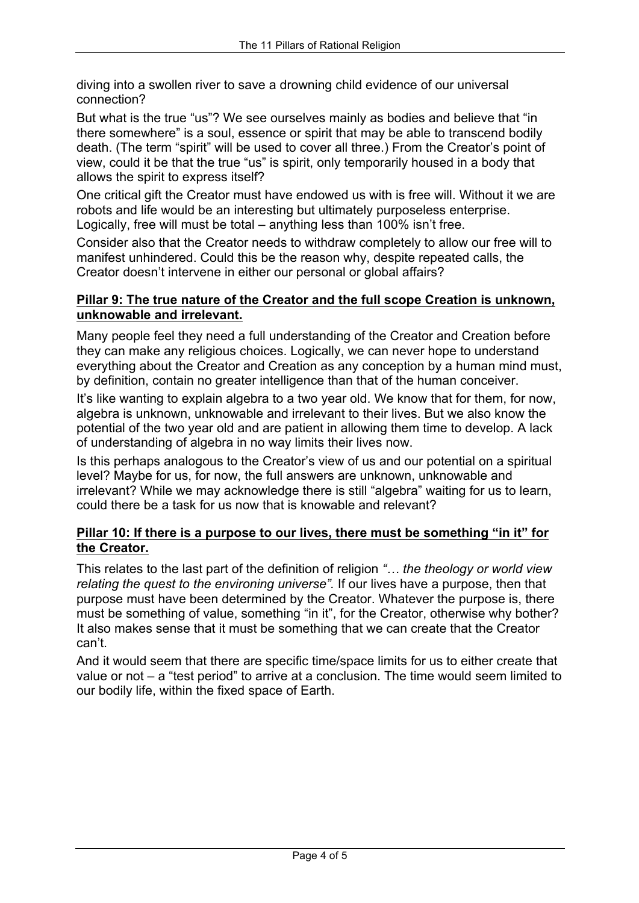diving into a swollen river to save a drowning child evidence of our universal connection?

But what is the true "us"? We see ourselves mainly as bodies and believe that "in there somewhere" is a soul, essence or spirit that may be able to transcend bodily death. (The term "spirit" will be used to cover all three.) From the Creator's point of view, could it be that the true "us" is spirit, only temporarily housed in a body that allows the spirit to express itself?

One critical gift the Creator must have endowed us with is free will. Without it we are robots and life would be an interesting but ultimately purposeless enterprise. Logically, free will must be total – anything less than 100% isn't free.

Consider also that the Creator needs to withdraw completely to allow our free will to manifest unhindered. Could this be the reason why, despite repeated calls, the Creator doesn't intervene in either our personal or global affairs?

**Pillar 9: The true nature of the Creator and the full scope Creation is unknown, unknowable and irrelevant.**

Many people feel they need a full understanding of the Creator and Creation before they can make any religious choices. Logically, we can never hope to understand everything about the Creator and Creation as any conception by a human mind must, by definition, contain no greater intelligence than that of the human conceiver.

It's like wanting to explain algebra to a two year old. We know that for them, for now, algebra is unknown, unknowable and irrelevant to their lives. But we also know the potential of the two year old and are patient in allowing them time to develop. A lack of understanding of algebra in no way limits their lives now.

Is this perhaps analogous to the Creator's view of us and our potential on a spiritual level? Maybe for us, for now, the full answers are unknown, unknowable and irrelevant? While we may acknowledge there is still "algebra" waiting for us to learn, could there be a task for us now that is knowable and relevant?

**Pillar 10: If there is a purpose to our lives, there must be something "in it" for the Creator.**

This relates to the last part of the definition of religion *"… the theology or world view relating the quest to the environing universe".* If our lives have a purpose, then that purpose must have been determined by the Creator. Whatever the purpose is, there must be something of value, something "in it", for the Creator, otherwise why bother? It also makes sense that it must be something that we can create that the Creator can't.

And it would seem that there are specific time/space limits for us to either create that value or not – a "test period" to arrive at a conclusion. The time would seem limited to our bodily life, within the fixed space of Earth.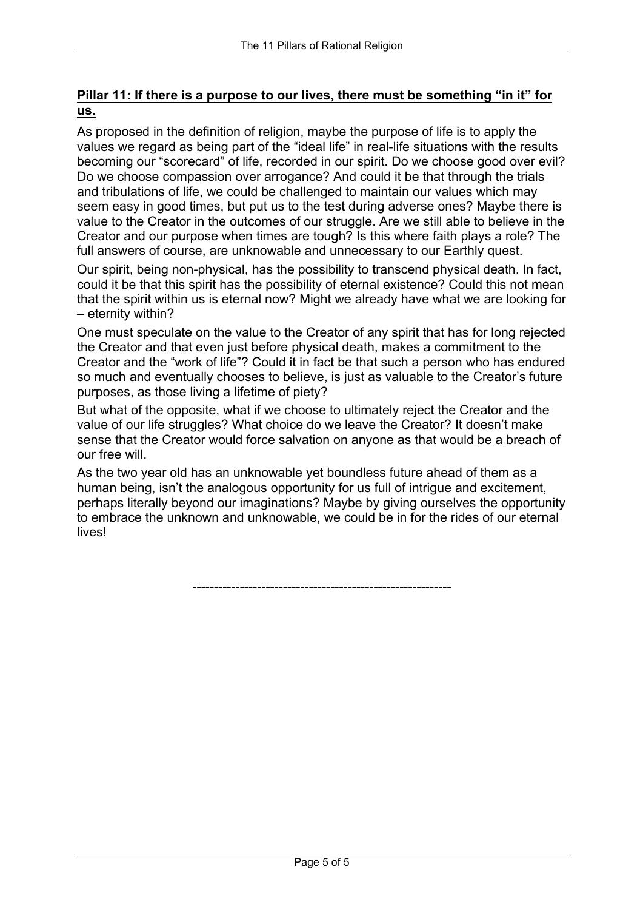**Pillar 11: If there is a purpose to our lives, there must be something "in it" for us.**

As proposed in the definition of religion, maybe the purpose of life is to apply the values we regard as being part of the "ideal life" in real-life situations with the results becoming our "scorecard" of life, recorded in our spirit. Do we choose good over evil? Do we choose compassion over arrogance? And could it be that through the trials and tribulations of life, we could be challenged to maintain our values which may seem easy in good times, but put us to the test during adverse ones? Maybe there is value to the Creator in the outcomes of our struggle. Are we still able to believe in the Creator and our purpose when times are tough? Is this where faith plays a role? The full answers of course, are unknowable and unnecessary to our Earthly quest.

Our spirit, being non-physical, has the possibility to transcend physical death. In fact, could it be that this spirit has the possibility of eternal existence? Could this not mean that the spirit within us is eternal now? Might we already have what we are looking for – eternity within?

One must speculate on the value to the Creator of any spirit that has for long rejected the Creator and that even just before physical death, makes a commitment to the Creator and the "work of life"? Could it in fact be that such a person who has endured so much and eventually chooses to believe, is just as valuable to the Creator's future purposes, as those living a lifetime of piety?

But what of the opposite, what if we choose to ultimately reject the Creator and the value of our life struggles? What choice do we leave the Creator? It doesn't make sense that the Creator would force salvation on anyone as that would be a breach of our free will.

As the two year old has an unknowable yet boundless future ahead of them as a human being, isn't the analogous opportunity for us full of intrigue and excitement, perhaps literally beyond our imaginations? Maybe by giving ourselves the opportunity to embrace the unknown and unknowable, we could be in for the rides of our eternal lives!

---